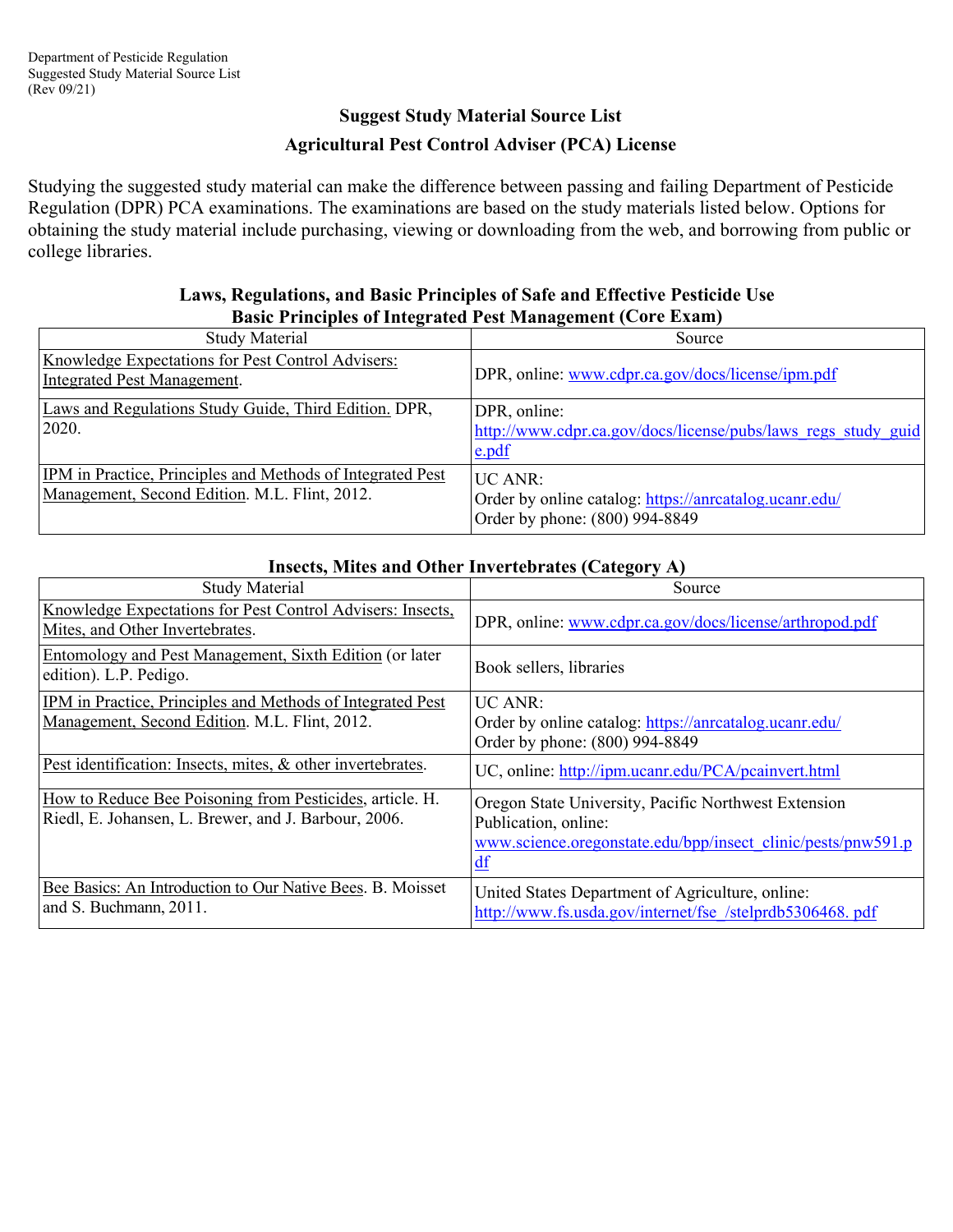Department of Pesticide Regulation
Suggested Study Material Source List
(Rev 09/21)

## Suggest Study Material Source List

## Agricultural Pest Control Adviser (PCA) License

Studying the suggested study material can make the difference between passing and failing Department of Pesticide Regulation (DPR) PCA examinations. The examinations are based on the study materials listed below. Options for obtaining the study material include purchasing, viewing or downloading from the web, and borrowing from public or college libraries.

### Laws, Regulations, and Basic Principles of Safe and Effective Pesticide Use Basic Principles of Integrated Pest Management (Core Exam)

| Study Material | Source |
|---|---|
| Knowledge Expectations for Pest Control Advisers: Integrated Pest Management. | DPR, online: www.cdpr.ca.gov/docs/license/ipm.pdf |
| Laws and Regulations Study Guide, Third Edition. DPR, 2020. | DPR, online: http://www.cdpr.ca.gov/docs/license/pubs/laws_regs_study_guide.pdf |
| IPM in Practice, Principles and Methods of Integrated Pest Management, Second Edition. M.L. Flint, 2012. | UC ANR: Order by online catalog: https://anrcatalog.ucanr.edu/ Order by phone: (800) 994-8849 |

### Insects, Mites and Other Invertebrates (Category A)

| Study Material | Source |
|---|---|
| Knowledge Expectations for Pest Control Advisers: Insects, Mites, and Other Invertebrates. | DPR, online: www.cdpr.ca.gov/docs/license/arthropod.pdf |
| Entomology and Pest Management, Sixth Edition (or later edition). L.P. Pedigo. | Book sellers, libraries |
| IPM in Practice, Principles and Methods of Integrated Pest Management, Second Edition. M.L. Flint, 2012. | UC ANR: Order by online catalog: https://anrcatalog.ucanr.edu/ Order by phone: (800) 994-8849 |
| Pest identification: Insects, mites, & other invertebrates. | UC, online: http://ipm.ucanr.edu/PCA/pcainvert.html |
| How to Reduce Bee Poisoning from Pesticides, article. H. Riedl, E. Johansen, L. Brewer, and J. Barbour, 2006. | Oregon State University, Pacific Northwest Extension Publication, online: www.science.oregonstate.edu/bpp/insect_clinic/pests/pnw591.pdf |
| Bee Basics: An Introduction to Our Native Bees. B. Moisset and S. Buchmann, 2011. | United States Department of Agriculture, online: http://www.fs.usda.gov/internet/fse_/stelprdb5306468. pdf |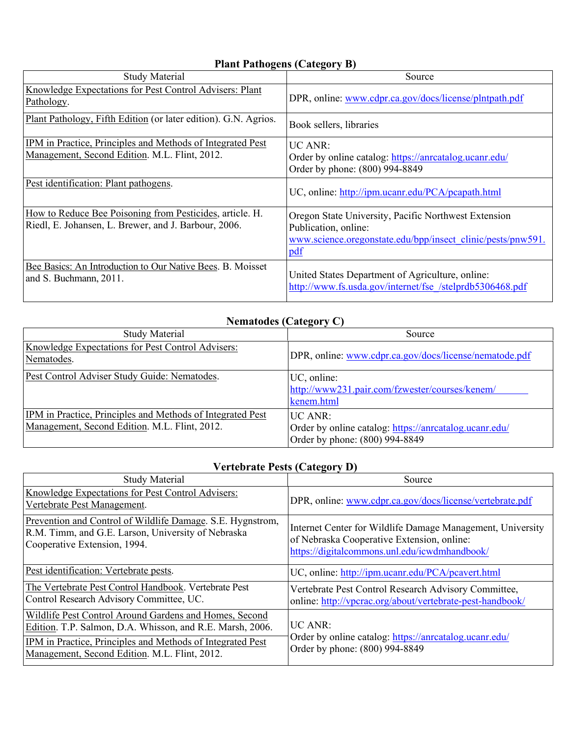### Plant Pathogens (Category B)

| Study Material | Source |
|---|---|
| Knowledge Expectations for Pest Control Advisers: Plant Pathology. | DPR, online: www.cdpr.ca.gov/docs/license/plntpath.pdf |
| Plant Pathology, Fifth Edition (or later edition). G.N. Agrios. | Book sellers, libraries |
| IPM in Practice, Principles and Methods of Integrated Pest Management, Second Edition. M.L. Flint, 2012. | UC ANR: Order by online catalog: https://anrcatalog.ucanr.edu/ Order by phone: (800) 994-8849 |
| Pest identification: Plant pathogens. | UC, online: http://ipm.ucanr.edu/PCA/pcapath.html |
| How to Reduce Bee Poisoning from Pesticides, article. H. Riedl, E. Johansen, L. Brewer, and J. Barbour, 2006. | Oregon State University, Pacific Northwest Extension Publication, online: www.science.oregonstate.edu/bpp/insect_clinic/pests/pnw591.pdf |
| Bee Basics: An Introduction to Our Native Bees. B. Moisset and S. Buchmann, 2011. | United States Department of Agriculture, online: http://www.fs.usda.gov/internet/fse_/stelprdb5306468.pdf |

### Nematodes (Category C)

| Study Material | Source |
|---|---|
| Knowledge Expectations for Pest Control Advisers: Nematodes. | DPR, online: www.cdpr.ca.gov/docs/license/nematode.pdf |
| Pest Control Adviser Study Guide: Nematodes. | UC, online: http://www231.pair.com/fzwester/courses/kenem/kenem.html |
| IPM in Practice, Principles and Methods of Integrated Pest Management, Second Edition. M.L. Flint, 2012. | UC ANR: Order by online catalog: https://anrcatalog.ucanr.edu/ Order by phone: (800) 994-8849 |

### Vertebrate Pests (Category D)

| Study Material | Source |
|---|---|
| Knowledge Expectations for Pest Control Advisers: Vertebrate Pest Management. | DPR, online: www.cdpr.ca.gov/docs/license/vertebrate.pdf |
| Prevention and Control of Wildlife Damage. S.E. Hygnstrom, R.M. Timm, and G.E. Larson, University of Nebraska Cooperative Extension, 1994. | Internet Center for Wildlife Damage Management, University of Nebraska Cooperative Extension, online: https://digitalcommons.unl.edu/icwdmhandbook/ |
| Pest identification: Vertebrate pests. | UC, online: http://ipm.ucanr.edu/PCA/pcavert.html |
| The Vertebrate Pest Control Handbook. Vertebrate Pest Control Research Advisory Committee, UC. | Vertebrate Pest Control Research Advisory Committee, online: http://vpcrac.org/about/vertebrate-pest-handbook/ |
| Wildlife Pest Control Around Gardens and Homes, Second Edition. T.P. Salmon, D.A. Whisson, and R.E. Marsh, 2006. | UC ANR: Order by online catalog: https://anrcatalog.ucanr.edu/ Order by phone: (800) 994-8849 |
| IPM in Practice, Principles and Methods of Integrated Pest Management, Second Edition. M.L. Flint, 2012. | |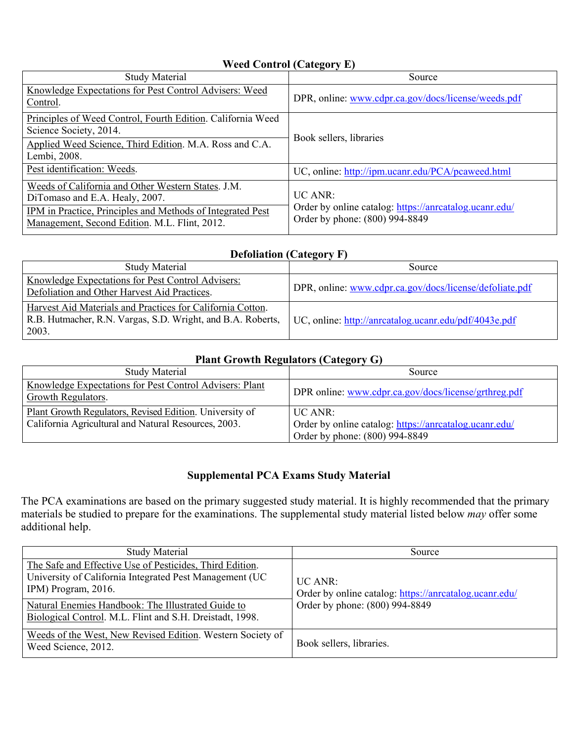### Weed Control (Category E)

| Study Material | Source |
|---|---|
| Knowledge Expectations for Pest Control Advisers: Weed Control. | DPR, online: www.cdpr.ca.gov/docs/license/weeds.pdf |
| Principles of Weed Control, Fourth Edition. California Weed Science Society, 2014. | Book sellers, libraries |
| Applied Weed Science, Third Edition. M.A. Ross and C.A. Lembi, 2008. | Book sellers, libraries |
| Pest identification: Weeds. | UC, online: http://ipm.ucanr.edu/PCA/pcaweed.html |
| Weeds of California and Other Western States. J.M. DiTomaso and E.A. Healy, 2007. | UC ANR: Order by online catalog: https://anrcatalog.ucanr.edu/ Order by phone: (800) 994-8849 |
| IPM in Practice, Principles and Methods of Integrated Pest Management, Second Edition. M.L. Flint, 2012. | UC ANR: Order by online catalog: https://anrcatalog.ucanr.edu/ Order by phone: (800) 994-8849 |

### Defoliation (Category F)

| Study Material | Source |
|---|---|
| Knowledge Expectations for Pest Control Advisers: Defoliation and Other Harvest Aid Practices. | DPR, online: www.cdpr.ca.gov/docs/license/defoliate.pdf |
| Harvest Aid Materials and Practices for California Cotton. R.B. Hutmacher, R.N. Vargas, S.D. Wright, and B.A. Roberts, 2003. | UC, online: http://anrcatalog.ucanr.edu/pdf/4043e.pdf |

### Plant Growth Regulators (Category G)

| Study Material | Source |
|---|---|
| Knowledge Expectations for Pest Control Advisers: Plant Growth Regulators. | DPR online: www.cdpr.ca.gov/docs/license/grthreg.pdf |
| Plant Growth Regulators, Revised Edition. University of California Agricultural and Natural Resources, 2003. | UC ANR: Order by online catalog: https://anrcatalog.ucanr.edu/ Order by phone: (800) 994-8849 |

## Supplemental PCA Exams Study Material

The PCA examinations are based on the primary suggested study material. It is highly recommended that the primary materials be studied to prepare for the examinations. The supplemental study material listed below *may* offer some additional help.

| Study Material | Source |
|---|---|
| The Safe and Effective Use of Pesticides, Third Edition. University of California Integrated Pest Management (UC IPM) Program, 2016. | UC ANR: Order by online catalog: https://anrcatalog.ucanr.edu/ Order by phone: (800) 994-8849 |
| Natural Enemies Handbook: The Illustrated Guide to Biological Control. M.L. Flint and S.H. Dreistadt, 1998. | UC ANR: Order by online catalog: https://anrcatalog.ucanr.edu/ Order by phone: (800) 994-8849 |
| Weeds of the West, New Revised Edition. Western Society of Weed Science, 2012. | Book sellers, libraries. |